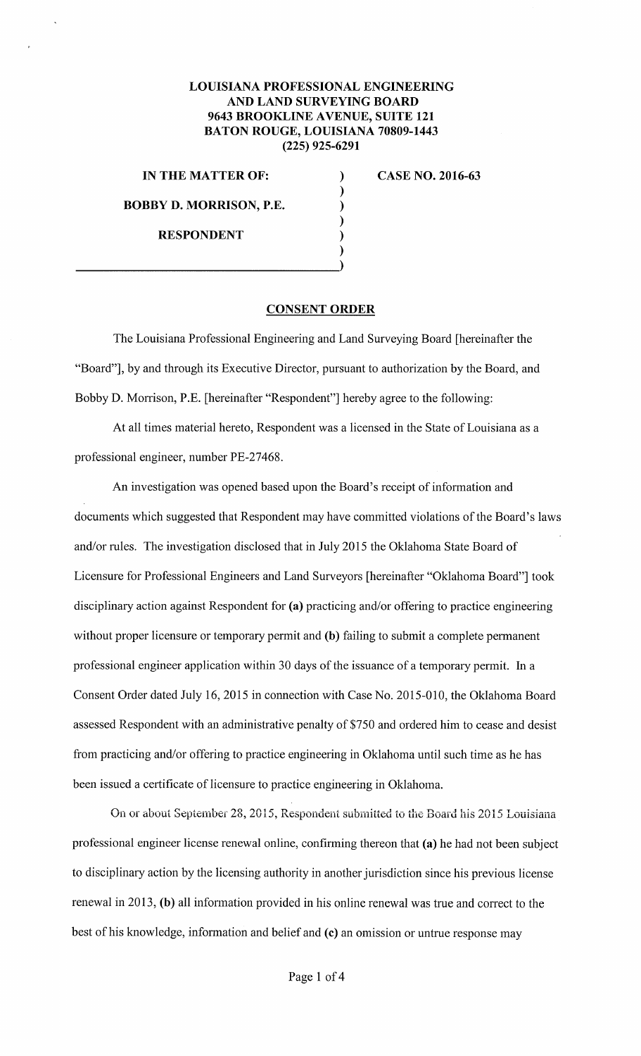**LOUISIANA PROFESSIONAL ENGINEERING AND LAND SURVEYING BOARD**
**9643 BROOKLINE AVENUE, SUITE 121**
**BATON ROUGE, LOUISIANA 70809-1443**
**(225) 925-6291**

| | | |
|---|---|---|
| **IN THE MATTER OF:** | ) | **CASE NO. 2016-63** |
| | ) | |
| **BOBBY D. MORRISON, P.E.** | ) | |
| | ) | |
| **RESPONDENT** | ) | |
| | ) | |

## CONSENT ORDER

The Louisiana Professional Engineering and Land Surveying Board [hereinafter the "Board"], by and through its Executive Director, pursuant to authorization by the Board, and Bobby D. Morrison, P.E. [hereinafter "Respondent"] hereby agree to the following:

At all times material hereto, Respondent was a licensed in the State of Louisiana as a professional engineer, number PE-27468.

An investigation was opened based upon the Board's receipt of information and documents which suggested that Respondent may have committed violations of the Board's laws and/or rules. The investigation disclosed that in July 2015 the Oklahoma State Board of Licensure for Professional Engineers and Land Surveyors [hereinafter "Oklahoma Board"] took disciplinary action against Respondent for **(a)** practicing and/or offering to practice engineering without proper licensure or temporary permit and **(b)** failing to submit a complete permanent professional engineer application within 30 days of the issuance of a temporary permit. In a Consent Order dated July 16, 2015 in connection with Case No. 2015-010, the Oklahoma Board assessed Respondent with an administrative penalty of $750 and ordered him to cease and desist from practicing and/or offering to practice engineering in Oklahoma until such time as he has been issued a certificate of licensure to practice engineering in Oklahoma.

On or about September 28, 2015, Respondent submitted to the Board his 2015 Louisiana professional engineer license renewal online, confirming thereon that **(a)** he had not been subject to disciplinary action by the licensing authority in another jurisdiction since his previous license renewal in 2013, **(b)** all information provided in his online renewal was true and correct to the best of his knowledge, information and belief and **(c)** an omission or untrue response may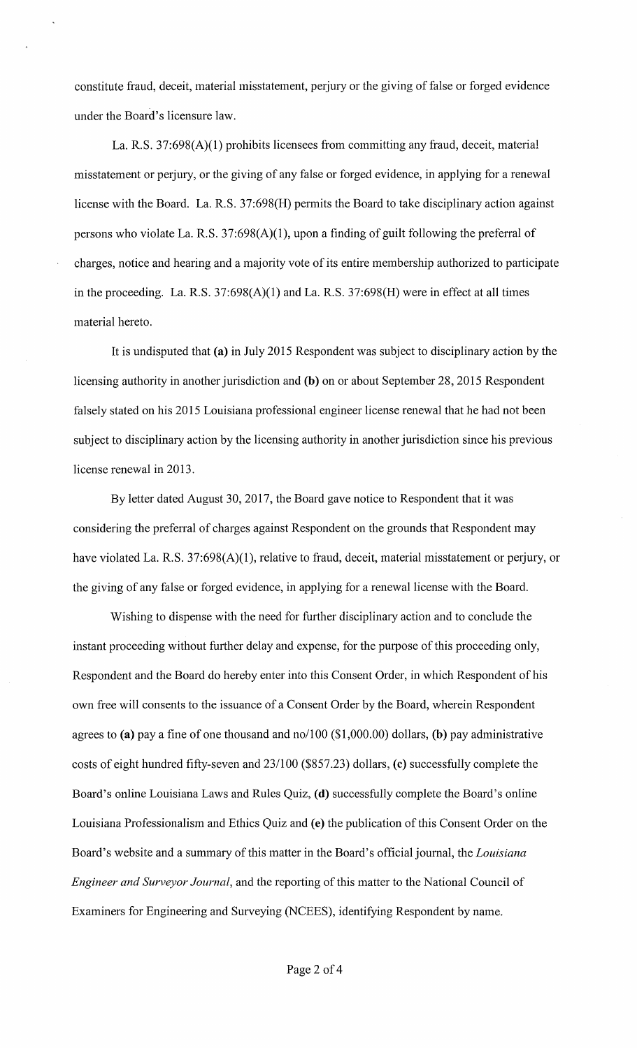constitute fraud, deceit, material misstatement, perjury or the giving of false or forged evidence under the Board's licensure law.

La. R.S. 37:698(A)(1) prohibits licensees from committing any fraud, deceit, material misstatement or perjury, or the giving of any false or forged evidence, in applying for a renewal license with the Board. La. R.S. 37:698(H) permits the Board to take disciplinary action against persons who violate La. R.S. 37:698(A)(1), upon a finding of guilt following the preferral of charges, notice and hearing and a majority vote of its entire membership authorized to participate in the proceeding. La. R.S. 37:698(A)(1) and La. R.S. 37:698(H) were in effect at all times material hereto.

It is undisputed that **(a)** in July 2015 Respondent was subject to disciplinary action by the licensing authority in another jurisdiction and **(b)** on or about September 28, 2015 Respondent falsely stated on his 2015 Louisiana professional engineer license renewal that he had not been subject to disciplinary action by the licensing authority in another jurisdiction since his previous license renewal in 2013.

By letter dated August 30, 2017, the Board gave notice to Respondent that it was considering the preferral of charges against Respondent on the grounds that Respondent may have violated La. R.S. 37:698(A)(1), relative to fraud, deceit, material misstatement or perjury, or the giving of any false or forged evidence, in applying for a renewal license with the Board.

Wishing to dispense with the need for further disciplinary action and to conclude the instant proceeding without further delay and expense, for the purpose of this proceeding only, Respondent and the Board do hereby enter into this Consent Order, in which Respondent of his own free will consents to the issuance of a Consent Order by the Board, wherein Respondent agrees to **(a)** pay a fine of one thousand and no/100 ($1,000.00) dollars, **(b)** pay administrative costs of eight hundred fifty-seven and 23/100 ($857.23) dollars, **(c)** successfully complete the Board's online Louisiana Laws and Rules Quiz, **(d)** successfully complete the Board's online Louisiana Professionalism and Ethics Quiz and **(e)** the publication of this Consent Order on the Board's website and a summary of this matter in the Board's official journal, the *Louisiana Engineer and Surveyor Journal*, and the reporting of this matter to the National Council of Examiners for Engineering and Surveying (NCEES), identifying Respondent by name.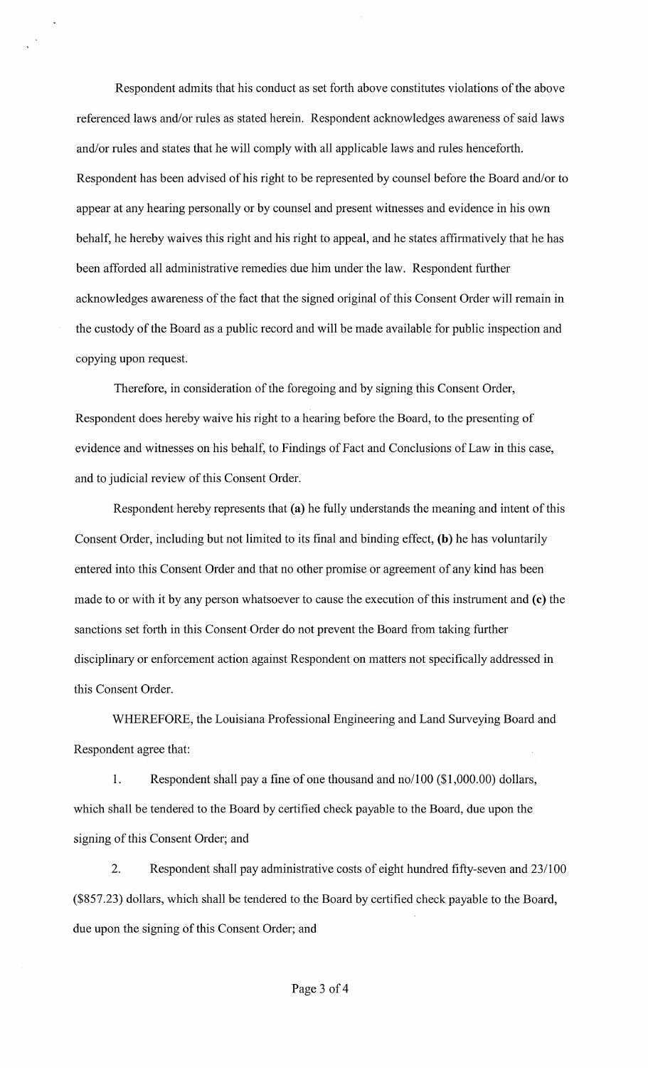Respondent admits that his conduct as set forth above constitutes violations of the above referenced laws and/or rules as stated herein. Respondent acknowledges awareness of said laws and/or rules and states that he will comply with all applicable laws and rules henceforth. Respondent has been advised of his right to be represented by counsel before the Board and/or to appear at any hearing personally or by counsel and present witnesses and evidence in his own behalf, he hereby waives this right and his right to appeal, and he states affirmatively that he has been afforded all administrative remedies due him under the law. Respondent further acknowledges awareness of the fact that the signed original of this Consent Order will remain in the custody of the Board as a public record and will be made available for public inspection and copying upon request.

Therefore, in consideration of the foregoing and by signing this Consent Order, Respondent does hereby waive his right to a hearing before the Board, to the presenting of evidence and witnesses on his behalf, to Findings of Fact and Conclusions of Law in this case, and to judicial review of this Consent Order.

Respondent hereby represents that **(a)** he fully understands the meaning and intent of this Consent Order, including but not limited to its final and binding effect, **(b)** he has voluntarily entered into this Consent Order and that no other promise or agreement of any kind has been made to or with it by any person whatsoever to cause the execution of this instrument and **(c)** the sanctions set forth in this Consent Order do not prevent the Board from taking further disciplinary or enforcement action against Respondent on matters not specifically addressed in this Consent Order.

WHEREFORE, the Louisiana Professional Engineering and Land Surveying Board and Respondent agree that:

1. Respondent shall pay a fine of one thousand and no/100 ($1,000.00) dollars, which shall be tendered to the Board by certified check payable to the Board, due upon the signing of this Consent Order; and

2. Respondent shall pay administrative costs of eight hundred fifty-seven and 23/100 ($857.23) dollars, which shall be tendered to the Board by certified check payable to the Board, due upon the signing of this Consent Order; and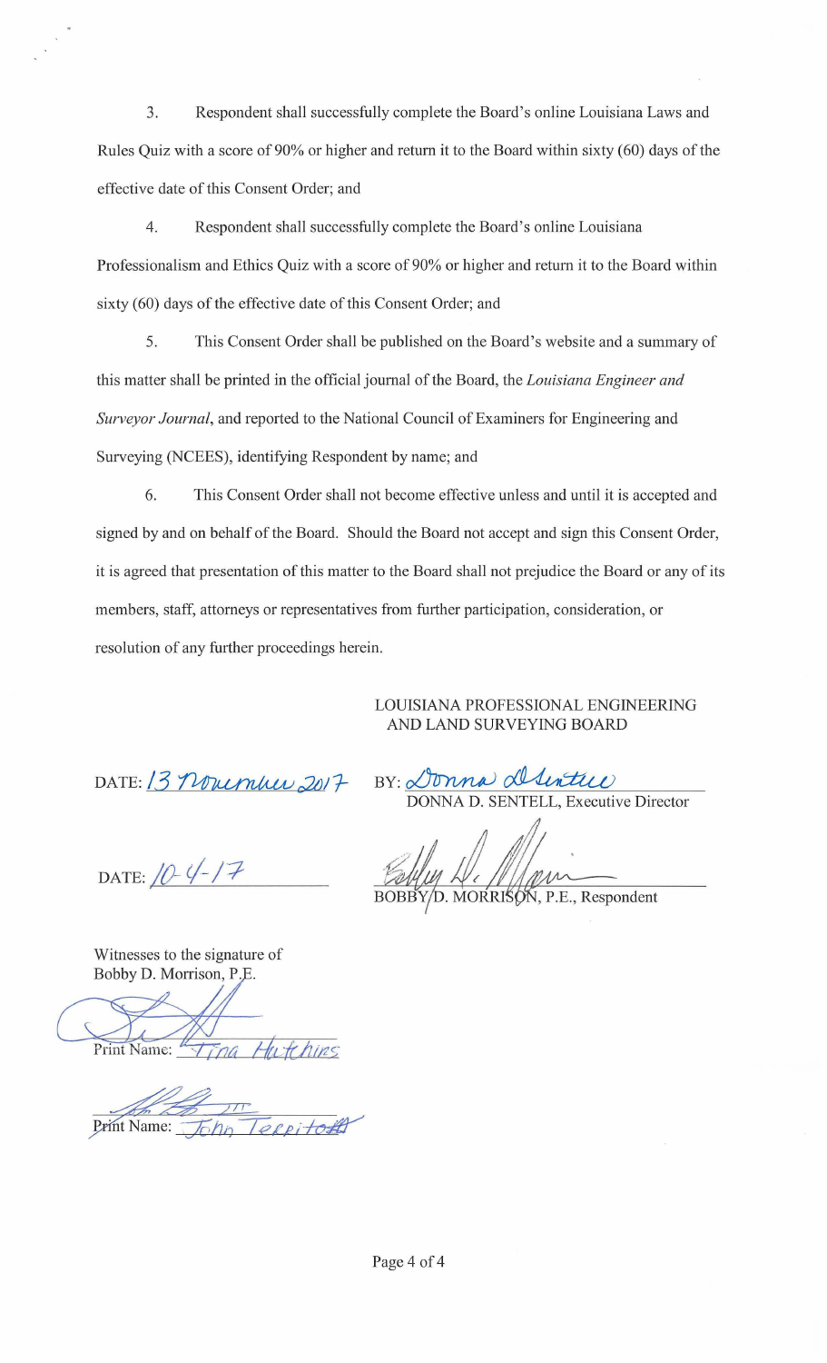3. Respondent shall successfully complete the Board's online Louisiana Laws and Rules Quiz with a score of 90% or higher and return it to the Board within sixty (60) days of the effective date of this Consent Order; and

4. Respondent shall successfully complete the Board's online Louisiana Professionalism and Ethics Quiz with a score of 90% or higher and return it to the Board within sixty (60) days of the effective date of this Consent Order; and

5. This Consent Order shall be published on the Board's website and a summary of this matter shall be printed in the official journal of the Board, the *Louisiana Engineer and Surveyor Journal*, and reported to the National Council of Examiners for Engineering and Surveying (NCEES), identifying Respondent by name; and

6. This Consent Order shall not become effective unless and until it is accepted and signed by and on behalf of the Board. Should the Board not accept and sign this Consent Order, it is agreed that presentation of this matter to the Board shall not prejudice the Board or any of its members, staff, attorneys or representatives from further participation, consideration, or resolution of any further proceedings herein.

LOUISIANA PROFESSIONAL ENGINEERING AND LAND SURVEYING BOARD

DATE: 13 November 2017

BY: Donna D. Sentell

DONNA D. SENTELL, Executive Director

DATE: 10-4-17

BOBBY D. MORRISON, P.E., Respondent

Witnesses to the signature of Bobby D. Morrison, P.E.

Print Name: Tina Hutchins

Print Name: John Territo III